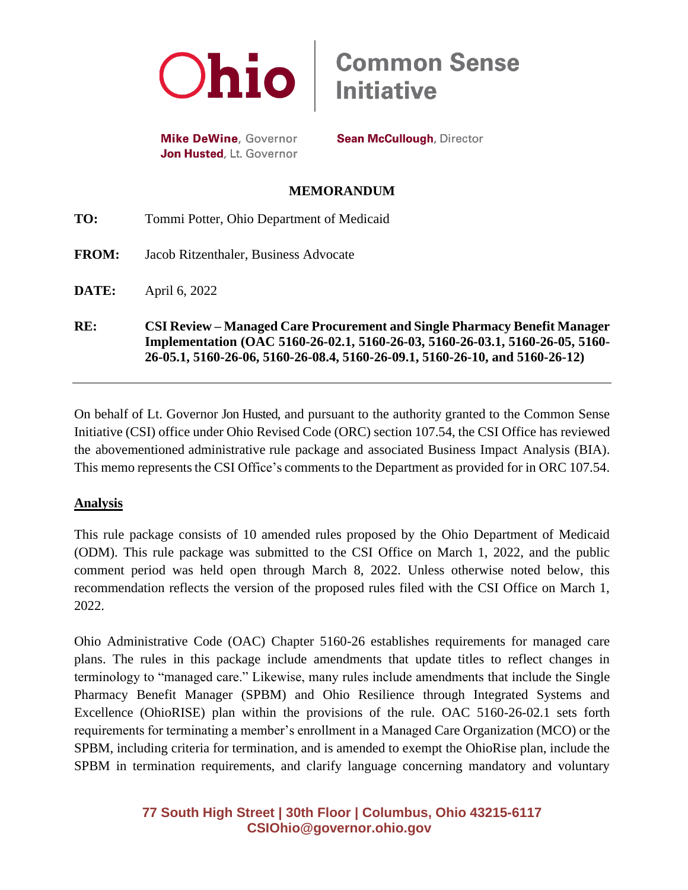Ohio | Common Sense Initiative

**Mike DeWine**, Governor
**Jon Husted**, Lt. Governor

**Sean McCullough**, Director

**MEMORANDUM**

**TO:** Tommi Potter, Ohio Department of Medicaid

**FROM:** Jacob Ritzenthaler, Business Advocate

**DATE:** April 6, 2022

**RE:** **CSI Review – Managed Care Procurement and Single Pharmacy Benefit Manager Implementation (OAC 5160-26-02.1, 5160-26-03, 5160-26-03.1, 5160-26-05, 5160-26-05.1, 5160-26-06, 5160-26-08.4, 5160-26-09.1, 5160-26-10, and 5160-26-12)**

---

On behalf of Lt. Governor Jon Husted, and pursuant to the authority granted to the Common Sense Initiative (CSI) office under Ohio Revised Code (ORC) section 107.54, the CSI Office has reviewed the abovementioned administrative rule package and associated Business Impact Analysis (BIA). This memo represents the CSI Office's comments to the Department as provided for in ORC 107.54.

## Analysis

This rule package consists of 10 amended rules proposed by the Ohio Department of Medicaid (ODM). This rule package was submitted to the CSI Office on March 1, 2022, and the public comment period was held open through March 8, 2022. Unless otherwise noted below, this recommendation reflects the version of the proposed rules filed with the CSI Office on March 1, 2022.

Ohio Administrative Code (OAC) Chapter 5160-26 establishes requirements for managed care plans. The rules in this package include amendments that update titles to reflect changes in terminology to "managed care." Likewise, many rules include amendments that include the Single Pharmacy Benefit Manager (SPBM) and Ohio Resilience through Integrated Systems and Excellence (OhioRISE) plan within the provisions of the rule. OAC 5160-26-02.1 sets forth requirements for terminating a member's enrollment in a Managed Care Organization (MCO) or the SPBM, including criteria for termination, and is amended to exempt the OhioRise plan, include the SPBM in termination requirements, and clarify language concerning mandatory and voluntary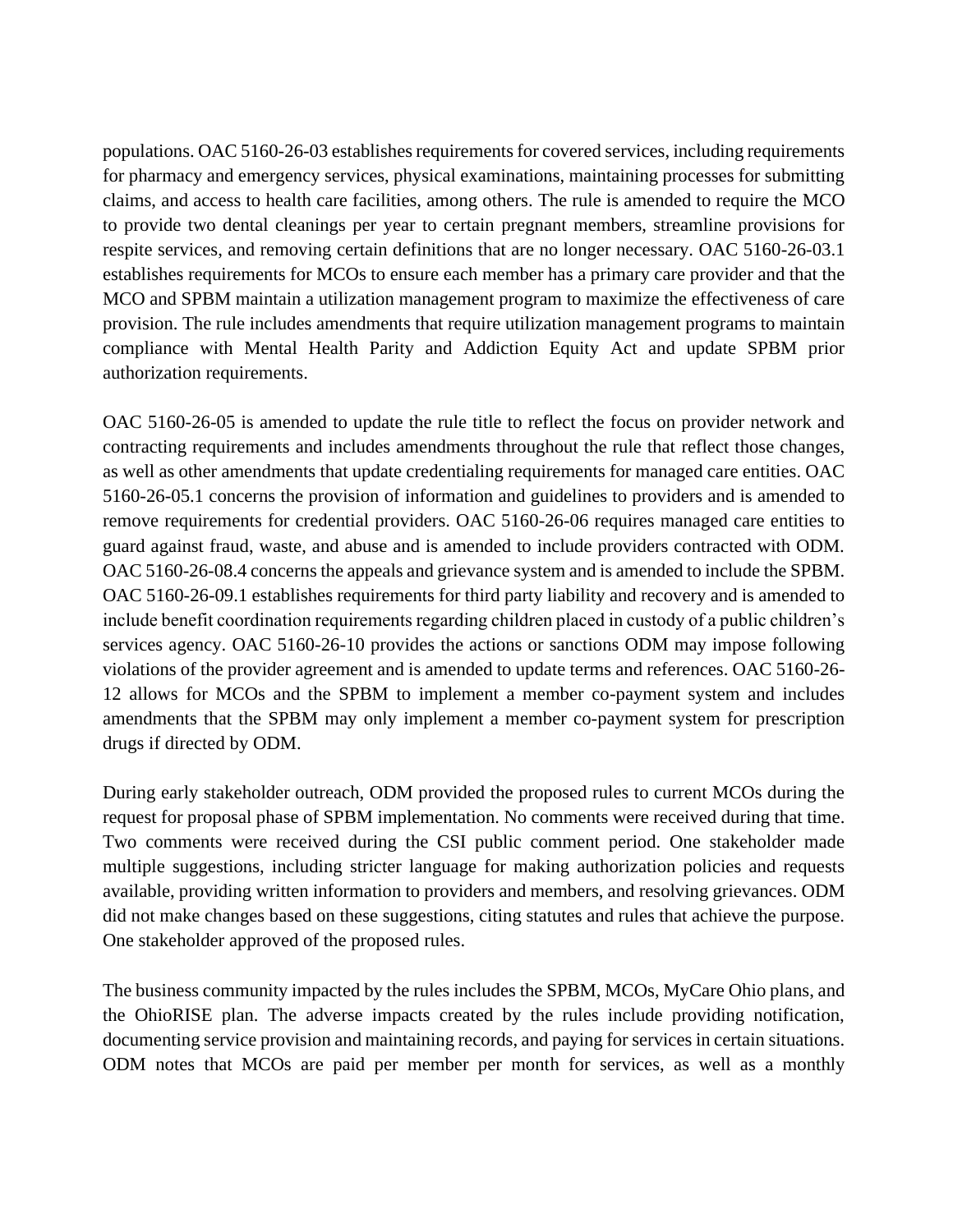populations. OAC 5160-26-03 establishes requirements for covered services, including requirements for pharmacy and emergency services, physical examinations, maintaining processes for submitting claims, and access to health care facilities, among others. The rule is amended to require the MCO to provide two dental cleanings per year to certain pregnant members, streamline provisions for respite services, and removing certain definitions that are no longer necessary. OAC 5160-26-03.1 establishes requirements for MCOs to ensure each member has a primary care provider and that the MCO and SPBM maintain a utilization management program to maximize the effectiveness of care provision. The rule includes amendments that require utilization management programs to maintain compliance with Mental Health Parity and Addiction Equity Act and update SPBM prior authorization requirements.

OAC 5160-26-05 is amended to update the rule title to reflect the focus on provider network and contracting requirements and includes amendments throughout the rule that reflect those changes, as well as other amendments that update credentialing requirements for managed care entities. OAC 5160-26-05.1 concerns the provision of information and guidelines to providers and is amended to remove requirements for credential providers. OAC 5160-26-06 requires managed care entities to guard against fraud, waste, and abuse and is amended to include providers contracted with ODM. OAC 5160-26-08.4 concerns the appeals and grievance system and is amended to include the SPBM. OAC 5160-26-09.1 establishes requirements for third party liability and recovery and is amended to include benefit coordination requirements regarding children placed in custody of a public children's services agency. OAC 5160-26-10 provides the actions or sanctions ODM may impose following violations of the provider agreement and is amended to update terms and references. OAC 5160-26-12 allows for MCOs and the SPBM to implement a member co-payment system and includes amendments that the SPBM may only implement a member co-payment system for prescription drugs if directed by ODM.

During early stakeholder outreach, ODM provided the proposed rules to current MCOs during the request for proposal phase of SPBM implementation. No comments were received during that time. Two comments were received during the CSI public comment period. One stakeholder made multiple suggestions, including stricter language for making authorization policies and requests available, providing written information to providers and members, and resolving grievances. ODM did not make changes based on these suggestions, citing statutes and rules that achieve the purpose. One stakeholder approved of the proposed rules.

The business community impacted by the rules includes the SPBM, MCOs, MyCare Ohio plans, and the OhioRISE plan. The adverse impacts created by the rules include providing notification, documenting service provision and maintaining records, and paying for services in certain situations. ODM notes that MCOs are paid per member per month for services, as well as a monthly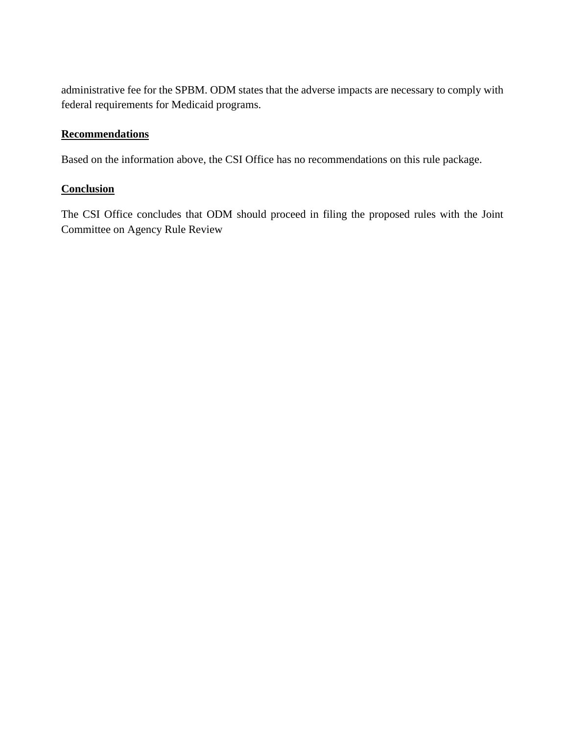administrative fee for the SPBM. ODM states that the adverse impacts are necessary to comply with federal requirements for Medicaid programs.

**Recommendations**

Based on the information above, the CSI Office has no recommendations on this rule package.

**Conclusion**

The CSI Office concludes that ODM should proceed in filing the proposed rules with the Joint Committee on Agency Rule Review